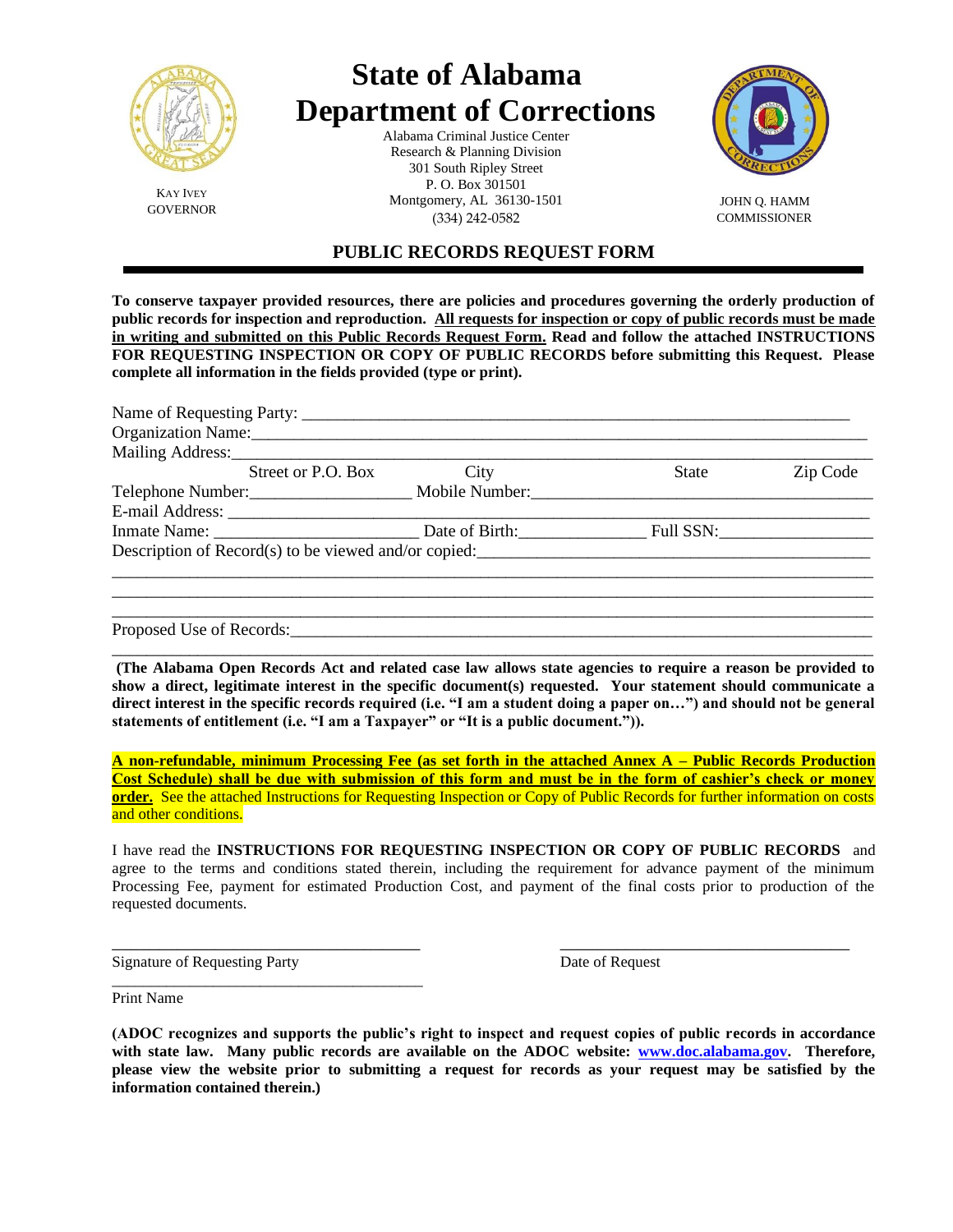KAY IVEY
GOVERNOR

# State of Alabama
# Department of Corrections

Alabama Criminal Justice Center
Research & Planning Division
301 South Ripley Street
P. O. Box 301501
Montgomery, AL 36130-1501
(334) 242-0582

JOHN Q. HAMM
COMMISSIONER

## PUBLIC RECORDS REQUEST FORM

**To conserve taxpayer provided resources, there are policies and procedures governing the orderly production of public records for inspection and reproduction. <u>All requests for inspection or copy of public records must be made in writing and submitted on this Public Records Request Form.</u> Read and follow the attached INSTRUCTIONS FOR REQUESTING INSPECTION OR COPY OF PUBLIC RECORDS before submitting this Request. Please complete all information in the fields provided (type or print).**

Name of Requesting Party: ______________________________________________

Organization Name: ______________________________________________

Mailing Address: ______________________________________________

Street or P.O. Box &nbsp;&nbsp;&nbsp; City &nbsp;&nbsp;&nbsp; State &nbsp;&nbsp;&nbsp; Zip Code

Telephone Number: __________________ Mobile Number: ______________________

E-mail Address: ______________________________________________

Inmate Name: ______________________ Date of Birth: ______________ Full SSN: ________________

Description of Record(s) to be viewed and/or copied: ______________________________________________

______________________________________________

______________________________________________

______________________________________________

Proposed Use of Records: ______________________________________________

______________________________________________

**(The Alabama Open Records Act and related case law allows state agencies to require a reason be provided to show a direct, legitimate interest in the specific document(s) requested. Your statement should communicate a direct interest in the specific records required (i.e. "I am a student doing a paper on…") and should not be general statements of entitlement (i.e. "I am a Taxpayer" or "It is a public document.")).**

**<u>A non-refundable, minimum Processing Fee (as set forth in the attached Annex A – Public Records Production Cost Schedule) shall be due with submission of this form and must be in the form of cashier's check or money order.</u>** See the attached Instructions for Requesting Inspection or Copy of Public Records for further information on costs and other conditions.

I have read the **INSTRUCTIONS FOR REQUESTING INSPECTION OR COPY OF PUBLIC RECORDS** and agree to the terms and conditions stated therein, including the requirement for advance payment of the minimum Processing Fee, payment for estimated Production Cost, and payment of the final costs prior to production of the requested documents.

______________________________ &nbsp;&nbsp;&nbsp;&nbsp; ______________________________

Signature of Requesting Party &nbsp;&nbsp;&nbsp;&nbsp; Date of Request

______________________________

Print Name

**(ADOC recognizes and supports the public's right to inspect and request copies of public records in accordance with state law. Many public records are available on the ADOC website: [www.doc.alabama.gov](http://www.doc.alabama.gov). Therefore, please view the website prior to submitting a request for records as your request may be satisfied by the information contained therein.)**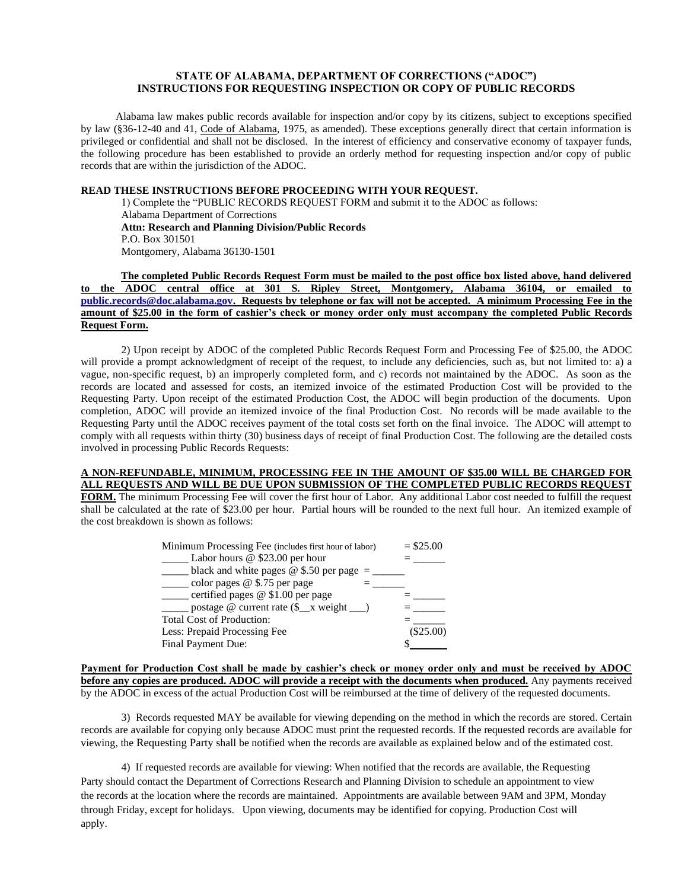**STATE OF ALABAMA, DEPARTMENT OF CORRECTIONS ("ADOC")**
**INSTRUCTIONS FOR REQUESTING INSPECTION OR COPY OF PUBLIC RECORDS**

Alabama law makes public records available for inspection and/or copy by its citizens, subject to exceptions specified by law (§36-12-40 and 41, Code of Alabama, 1975, as amended). These exceptions generally direct that certain information is privileged or confidential and shall not be disclosed. In the interest of efficiency and conservative economy of taxpayer funds, the following procedure has been established to provide an orderly method for requesting inspection and/or copy of public records that are within the jurisdiction of the ADOC.

**READ THESE INSTRUCTIONS BEFORE PROCEEDING WITH YOUR REQUEST.**

1) Complete the "PUBLIC RECORDS REQUEST FORM and submit it to the ADOC as follows:
Alabama Department of Corrections
**Attn: Research and Planning Division/Public Records**
P.O. Box 301501
Montgomery, Alabama 36130-1501

**The completed Public Records Request Form must be mailed to the post office box listed above, hand delivered to the ADOC central office at 301 S. Ripley Street, Montgomery, Alabama 36104, or emailed to public.records@doc.alabama.gov. Requests by telephone or fax will not be accepted. A minimum Processing Fee in the amount of $25.00 in the form of cashier's check or money order only must accompany the completed Public Records Request Form.**

2) Upon receipt by ADOC of the completed Public Records Request Form and Processing Fee of $25.00, the ADOC will provide a prompt acknowledgment of receipt of the request, to include any deficiencies, such as, but not limited to: a) a vague, non-specific request, b) an improperly completed form, and c) records not maintained by the ADOC. As soon as the records are located and assessed for costs, an itemized invoice of the estimated Production Cost will be provided to the Requesting Party. Upon receipt of the estimated Production Cost, the ADOC will begin production of the documents. Upon completion, ADOC will provide an itemized invoice of the final Production Cost. No records will be made available to the Requesting Party until the ADOC receives payment of the total costs set forth on the final invoice. The ADOC will attempt to comply with all requests within thirty (30) business days of receipt of final Production Cost. The following are the detailed costs involved in processing Public Records Requests:

**A NON-REFUNDABLE, MINIMUM, PROCESSING FEE IN THE AMOUNT OF $35.00 WILL BE CHARGED FOR ALL REQUESTS AND WILL BE DUE UPON SUBMISSION OF THE COMPLETED PUBLIC RECORDS REQUEST FORM.** The minimum Processing Fee will cover the first hour of Labor. Any additional Labor cost needed to fulfill the request shall be calculated at the rate of $23.00 per hour. Partial hours will be rounded to the next full hour. An itemized example of the cost breakdown is shown as follows:

| | |
|---|---|
| Minimum Processing Fee (includes first hour of labor) | = $25.00 |
| _____ Labor hours @ $23.00 per hour | = ______ |
| _____ black and white pages @ $.50 per page | = ______ |
| _____ color pages @ $.75 per page | = ______ |
| _____ certified pages @ $1.00 per page | = ______ |
| _____ postage @ current rate ($__x weight ___) | = ______ |
| Total Cost of Production: | = ______ |
| Less: Prepaid Processing Fee | ($25.00) |
| Final Payment Due: | $______ |

**Payment for Production Cost shall be made by cashier's check or money order only and must be received by ADOC before any copies are produced. ADOC will provide a receipt with the documents when produced.** Any payments received by the ADOC in excess of the actual Production Cost will be reimbursed at the time of delivery of the requested documents.

3) Records requested MAY be available for viewing depending on the method in which the records are stored. Certain records are available for copying only because ADOC must print the requested records. If the requested records are available for viewing, the Requesting Party shall be notified when the records are available as explained below and of the estimated cost.

4) If requested records are available for viewing: When notified that the records are available, the Requesting Party should contact the Department of Corrections Research and Planning Division to schedule an appointment to view the records at the location where the records are maintained. Appointments are available between 9AM and 3PM, Monday through Friday, except for holidays. Upon viewing, documents may be identified for copying. Production Cost will apply.